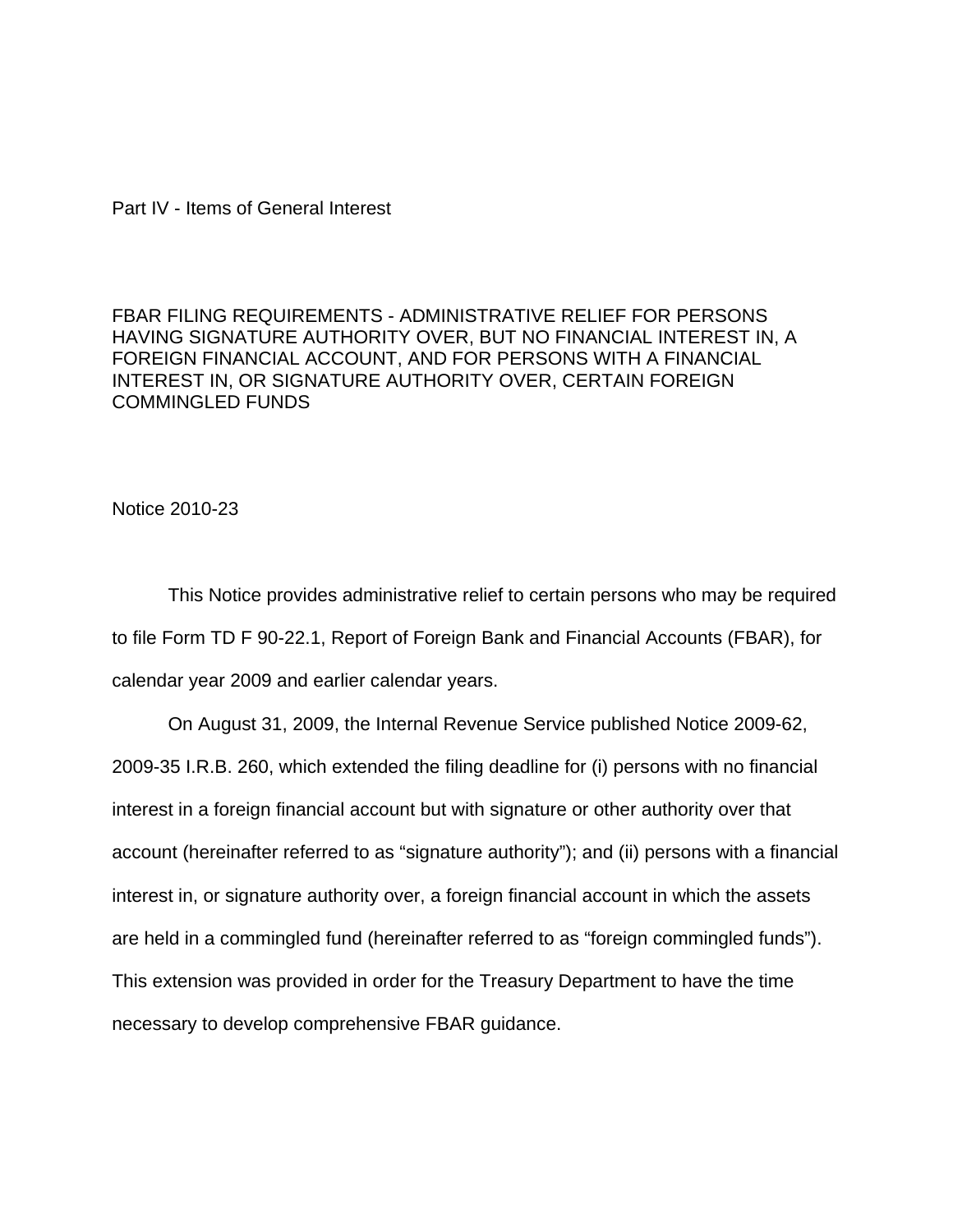Part IV - Items of General Interest

# FBAR FILING REQUIREMENTS - ADMINISTRATIVE RELIEF FOR PERSONS HAVING SIGNATURE AUTHORITY OVER, BUT NO FINANCIAL INTEREST IN, A FOREIGN FINANCIAL ACCOUNT, AND FOR PERSONS WITH A FINANCIAL INTEREST IN, OR SIGNATURE AUTHORITY OVER, CERTAIN FOREIGN COMMINGLED FUNDS

Notice 2010-23

This Notice provides administrative relief to certain persons who may be required to file Form TD F 90-22.1, Report of Foreign Bank and Financial Accounts (FBAR), for calendar year 2009 and earlier calendar years.

On August 31, 2009, the Internal Revenue Service published Notice 2009-62, 2009-35 I.R.B. 260, which extended the filing deadline for (i) persons with no financial interest in a foreign financial account but with signature or other authority over that account (hereinafter referred to as "signature authority"); and (ii) persons with a financial interest in, or signature authority over, a foreign financial account in which the assets are held in a commingled fund (hereinafter referred to as "foreign commingled funds"). This extension was provided in order for the Treasury Department to have the time necessary to develop comprehensive FBAR guidance.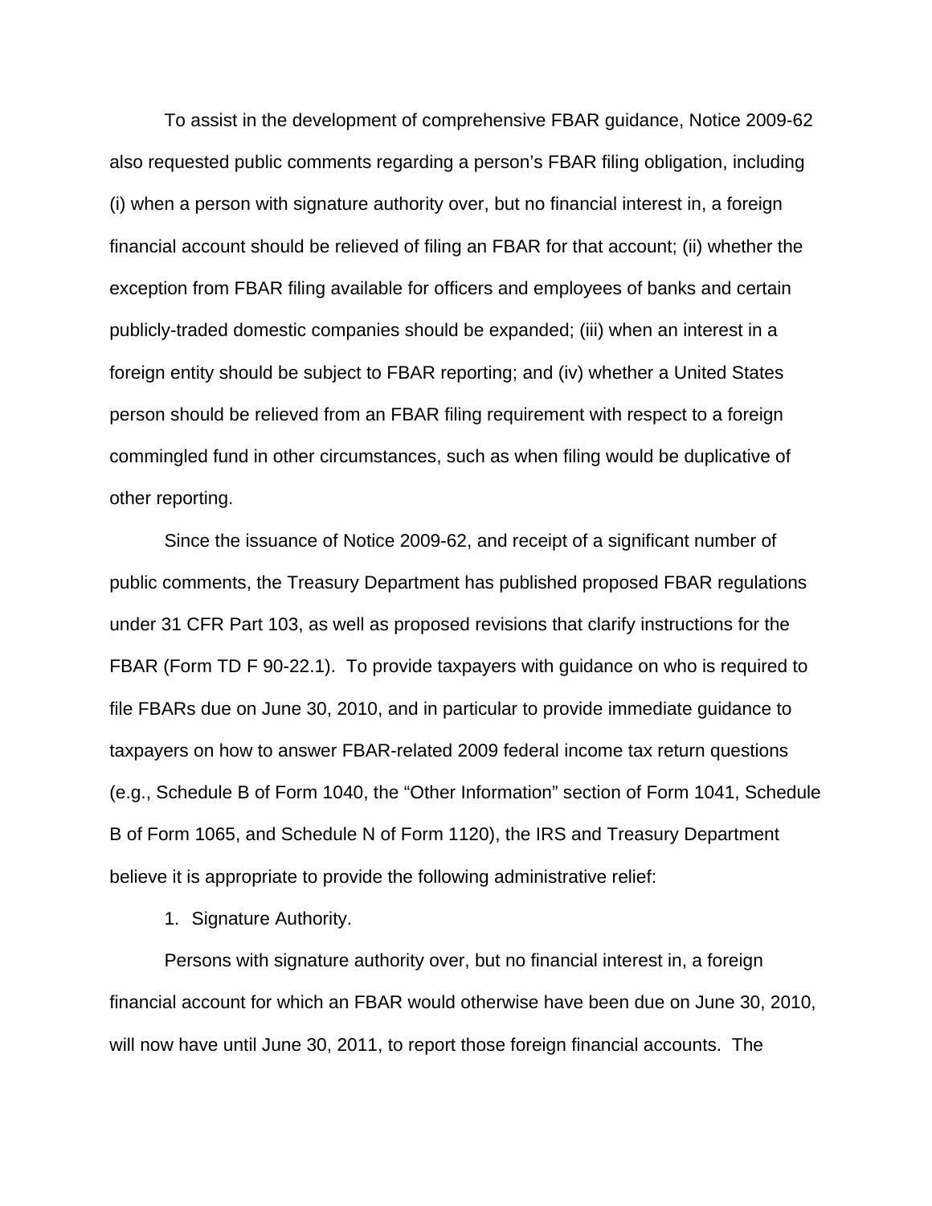To assist in the development of comprehensive FBAR guidance, Notice 2009-62 also requested public comments regarding a person's FBAR filing obligation, including (i) when a person with signature authority over, but no financial interest in, a foreign financial account should be relieved of filing an FBAR for that account; (ii) whether the exception from FBAR filing available for officers and employees of banks and certain publicly-traded domestic companies should be expanded; (iii) when an interest in a foreign entity should be subject to FBAR reporting; and (iv) whether a United States person should be relieved from an FBAR filing requirement with respect to a foreign commingled fund in other circumstances, such as when filing would be duplicative of other reporting.

Since the issuance of Notice 2009-62, and receipt of a significant number of public comments, the Treasury Department has published proposed FBAR regulations under 31 CFR Part 103, as well as proposed revisions that clarify instructions for the FBAR (Form TD F 90-22.1). To provide taxpayers with guidance on who is required to file FBARs due on June 30, 2010, and in particular to provide immediate guidance to taxpayers on how to answer FBAR-related 2009 federal income tax return questions (e.g., Schedule B of Form 1040, the "Other Information" section of Form 1041, Schedule B of Form 1065, and Schedule N of Form 1120), the IRS and Treasury Department believe it is appropriate to provide the following administrative relief:

1. Signature Authority.

Persons with signature authority over, but no financial interest in, a foreign financial account for which an FBAR would otherwise have been due on June 30, 2010, will now have until June 30, 2011, to report those foreign financial accounts. The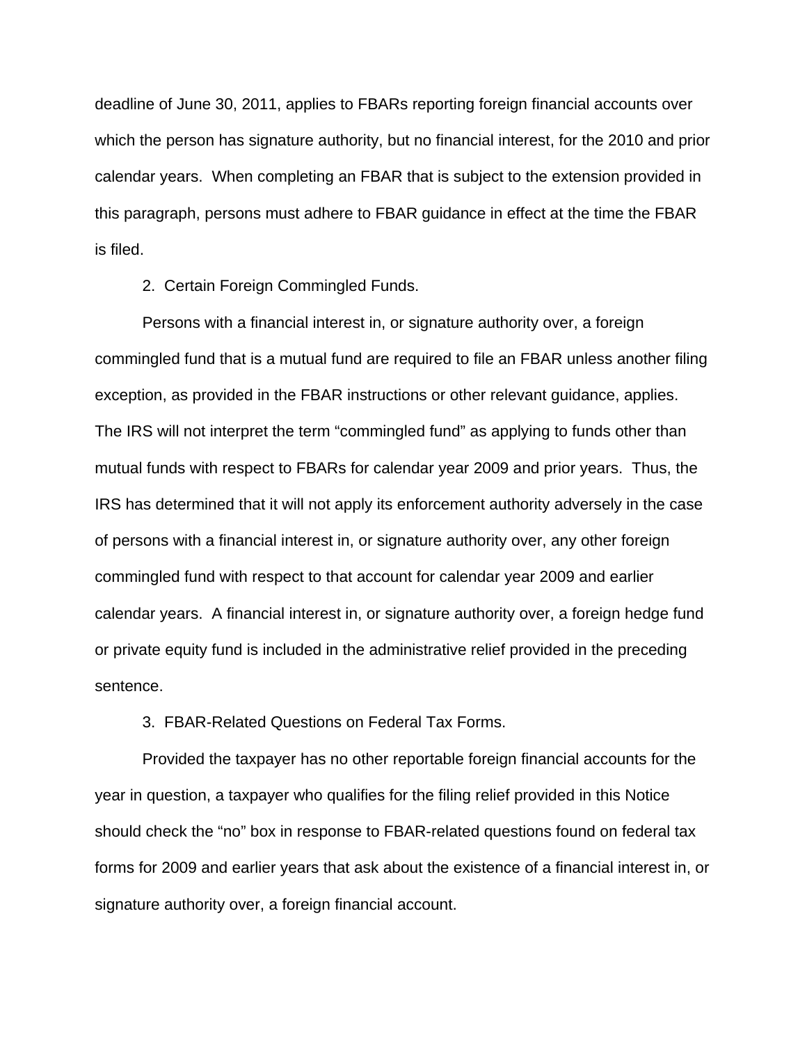deadline of June 30, 2011, applies to FBARs reporting foreign financial accounts over which the person has signature authority, but no financial interest, for the 2010 and prior calendar years. When completing an FBAR that is subject to the extension provided in this paragraph, persons must adhere to FBAR guidance in effect at the time the FBAR is filed.

2. Certain Foreign Commingled Funds.

Persons with a financial interest in, or signature authority over, a foreign commingled fund that is a mutual fund are required to file an FBAR unless another filing exception, as provided in the FBAR instructions or other relevant guidance, applies. The IRS will not interpret the term "commingled fund" as applying to funds other than mutual funds with respect to FBARs for calendar year 2009 and prior years. Thus, the IRS has determined that it will not apply its enforcement authority adversely in the case of persons with a financial interest in, or signature authority over, any other foreign commingled fund with respect to that account for calendar year 2009 and earlier calendar years. A financial interest in, or signature authority over, a foreign hedge fund or private equity fund is included in the administrative relief provided in the preceding sentence.

3. FBAR-Related Questions on Federal Tax Forms.

Provided the taxpayer has no other reportable foreign financial accounts for the year in question, a taxpayer who qualifies for the filing relief provided in this Notice should check the "no" box in response to FBAR-related questions found on federal tax forms for 2009 and earlier years that ask about the existence of a financial interest in, or signature authority over, a foreign financial account.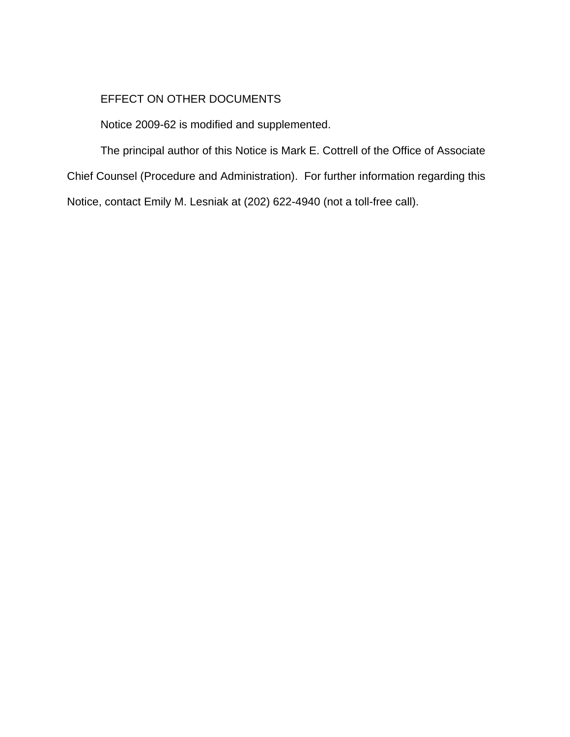## EFFECT ON OTHER DOCUMENTS

Notice 2009-62 is modified and supplemented.

The principal author of this Notice is Mark E. Cottrell of the Office of Associate Chief Counsel (Procedure and Administration). For further information regarding this Notice, contact Emily M. Lesniak at (202) 622-4940 (not a toll-free call).